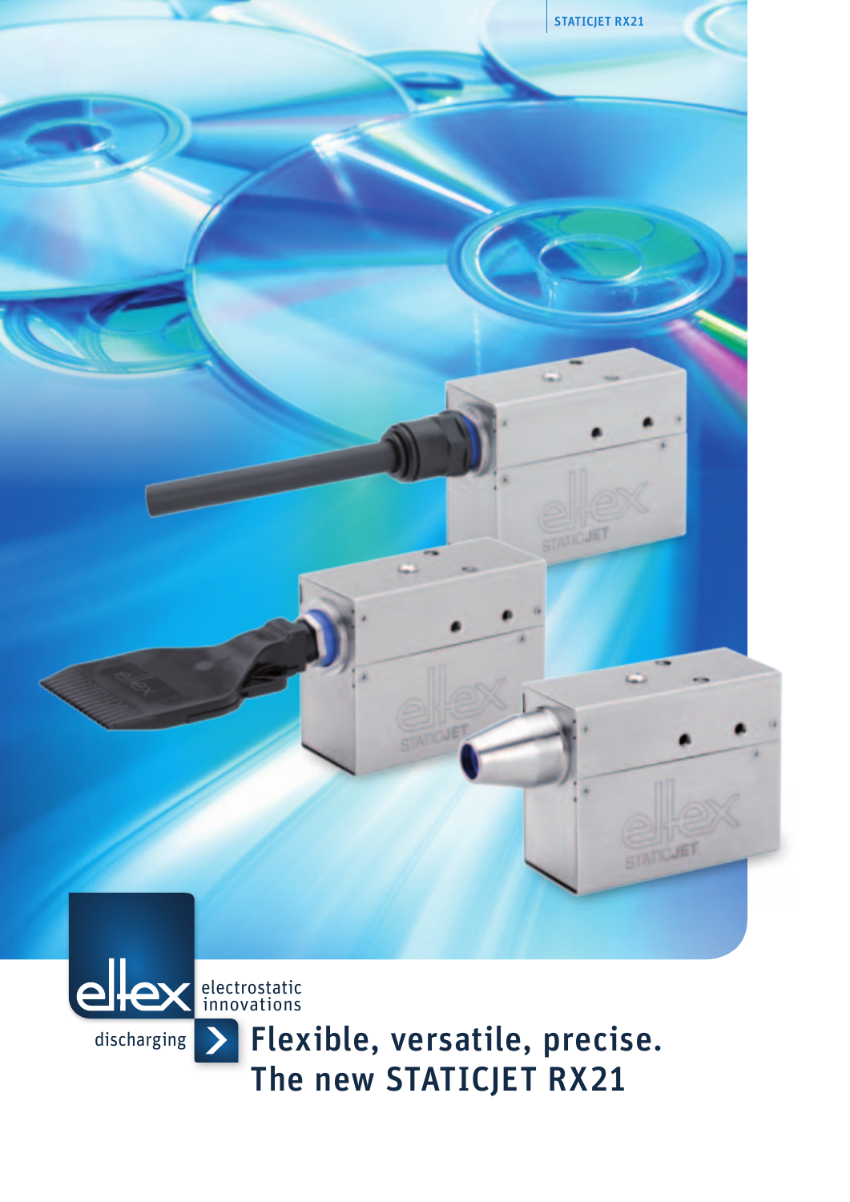eltex electrostatic innovations

discharging

# Flexible, versatile, precise. The new STATICJET RX21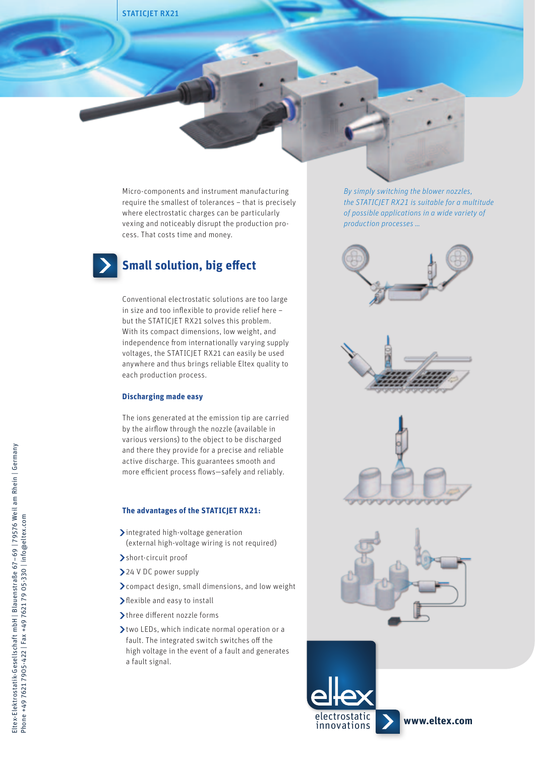Micro-components and instrument manufacturing require the smallest of tolerances – that is precisely where electrostatic charges can be particularly vexing and noticeably disrupt the production process. That costs time and money.

## Small solution, big effect

Conventional electrostatic solutions are too large in size and too inflexible to provide relief here – but the STATICJET RX21 solves this problem. With its compact dimensions, low weight, and independence from internationally varying supply voltages, the STATICJET RX21 can easily be used anywhere and thus brings reliable Eltex quality to each production process.

### Discharging made easy

The ions generated at the emission tip are carried by the airflow through the nozzle (available in various versions) to the object to be discharged and there they provide for a precise and reliable active discharge. This guarantees smooth and more efficient process flows—safely and reliably.

### The advantages of the STATICJET RX21:

- integrated high-voltage generation (external high-voltage wiring is not required)
- short-circuit proof
- 24 V DC power supply
- compact design, small dimensions, and low weight
- flexible and easy to install
- three different nozzle forms
- two LEDs, which indicate normal operation or a fault. The integrated switch switches off the high voltage in the event of a fault and generates a fault signal.

*By simply switching the blower nozzles, the STATICJET RX21 is suitable for a multitude of possible applications in a wide variety of production processes …*

eltex electrostatic innovations

**www.eltex.com**

Eltex-Elektrostatik-Gesellschaft mbH | Blauenstraße 67 – 69 | 79576 Weil am Rhein | Germany
Phone +49 7621 7905-422 | Fax +49 7621 79 05-330 | info@eltex.com